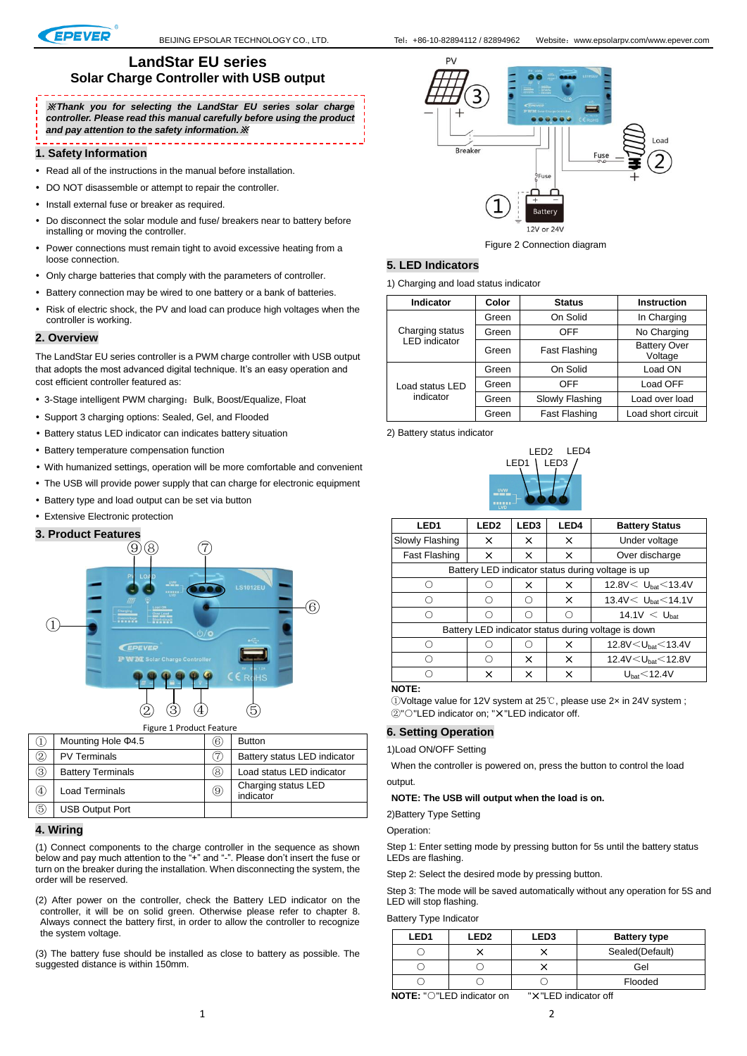# LandStar EU series
## Solar Charge Controller with USB output

***※Thank you for selecting the LandStar EU series solar charge controller. Please read this manual carefully before using the product and pay attention to the safety information.※***

## 1. Safety Information

- Read all of the instructions in the manual before installation.
- DO NOT disassemble or attempt to repair the controller.
- Install external fuse or breaker as required.
- Do disconnect the solar module and fuse/ breakers near to battery before installing or moving the controller.
- Power connections must remain tight to avoid excessive heating from a loose connection.
- Only charge batteries that comply with the parameters of controller.
- Battery connection may be wired to one battery or a bank of batteries.
- Risk of electric shock, the PV and load can produce high voltages when the controller is working.

## 2. Overview

The LandStar EU series controller is a PWM charge controller with USB output that adopts the most advanced digital technique. It's an easy operation and cost efficient controller featured as:

- 3-Stage intelligent PWM charging：Bulk, Boost/Equalize, Float
- Support 3 charging options: Sealed, Gel, and Flooded
- Battery status LED indicator can indicates battery situation
- Battery temperature compensation function
- With humanized settings, operation will be more comfortable and convenient
- The USB will provide power supply that can charge for electronic equipment
- Battery type and load output can be set via button
- Extensive Electronic protection

## 3. Product Features

Figure 1 Product Feature

| | | | |
|---|---|---|---|
| ① | Mounting Hole Φ4.5 | ⑥ | Button |
| ② | PV Terminals | ⑦ | Battery status LED indicator |
| ③ | Battery Terminals | ⑧ | Load status LED indicator |
| ④ | Load Terminals | ⑨ | Charging status LED indicator |
| ⑤ | USB Output Port | | |

## 4. Wiring

(1) Connect components to the charge controller in the sequence as shown below and pay much attention to the "+" and "-". Please don't insert the fuse or turn on the breaker during the installation. When disconnecting the system, the order will be reserved.

(2) After power on the controller, check the Battery LED indicator on the controller, it will be on solid green. Otherwise please refer to chapter 8. Always connect the battery first, in order to allow the controller to recognize the system voltage.

(3) The battery fuse should be installed as close to battery as possible. The suggested distance is within 150mm.

Figure 2 Connection diagram

## 5. LED Indicators

1) Charging and load status indicator

| Indicator | Color | Status | Instruction |
|---|---|---|---|
| Charging status LED indicator | Green | On Solid | In Charging |
| | Green | OFF | No Charging |
| | Green | Fast Flashing | Battery Over Voltage |
| Load status LED indicator | Green | On Solid | Load ON |
| | Green | OFF | Load OFF |
| | Green | Slowly Flashing | Load over load |
| | Green | Fast Flashing | Load short circuit |

2) Battery status indicator

| LED1 | LED2 | LED3 | LED4 | Battery Status |
|---|---|---|---|---|
| Slowly Flashing | ✕ | ✕ | ✕ | Under voltage |
| Fast Flashing | ✕ | ✕ | ✕ | Over discharge |
| Battery LED indicator status during voltage is up | | | | |
| ○ | ○ | ✕ | ✕ | 12.8V< $U_{bat}$<13.4V |
| ○ | ○ | ○ | ✕ | 13.4V< $U_{bat}$<14.1V |
| ○ | ○ | ○ | ○ | 14.1V < $U_{bat}$ |
| Battery LED indicator status during voltage is down | | | | |
| ○ | ○ | ○ | ✕ | 12.8V<$U_{bat}$<13.4V |
| ○ | ○ | ✕ | ✕ | 12.4V<$U_{bat}$<12.8V |
| ○ | ✕ | ✕ | ✕ | $U_{bat}$<12.4V |

**NOTE:**
①Voltage value for 12V system at 25℃, please use 2× in 24V system ;
②"○"LED indicator on; "✕"LED indicator off.

## 6. Setting Operation

1)Load ON/OFF Setting

When the controller is powered on, press the button to control the load output.

**NOTE: The USB will output when the load is on.**

2)Battery Type Setting

Operation:

Step 1: Enter setting mode by pressing button for 5s until the battery status LEDs are flashing.

Step 2: Select the desired mode by pressing button.

Step 3: The mode will be saved automatically without any operation for 5S and LED will stop flashing.

Battery Type Indicator

| LED1 | LED2 | LED3 | Battery type |
|---|---|---|---|
| ○ | ✕ | ✕ | Sealed(Default) |
| ○ | ○ | ✕ | Gel |
| ○ | ○ | ○ | Flooded |

**NOTE:** "○"LED indicator on "✕"LED indicator off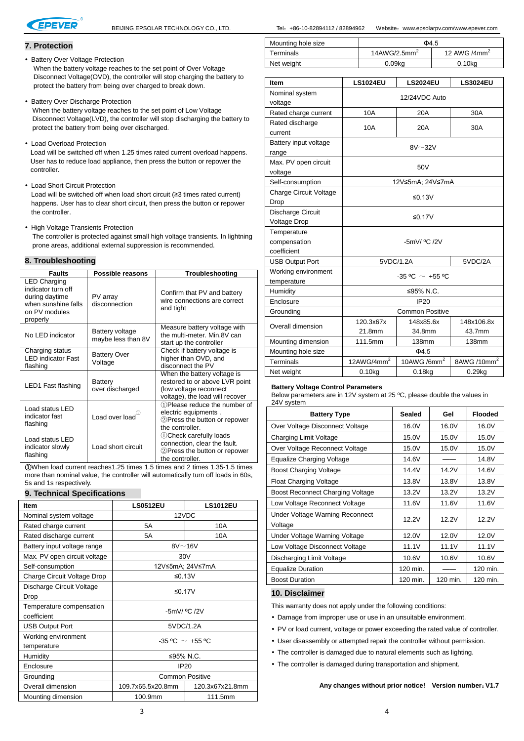## 7. Protection

- Battery Over Voltage Protection
  When the battery voltage reaches to the set point of Over Voltage Disconnect Voltage(OVD), the controller will stop charging the battery to protect the battery from being over charged to break down.

- Battery Over Discharge Protection
  When the battery voltage reaches to the set point of Low Voltage Disconnect Voltage(LVD), the controller will stop discharging the battery to protect the battery from being over discharged.

- Load Overload Protection
  Load will be switched off when 1.25 times rated current overload happens. User has to reduce load appliance, then press the button or repower the controller.

- Load Short Circuit Protection
  Load will be switched off when load short circuit (≥3 times rated current) happens. User has to clear short circuit, then press the button or repower the controller.

- High Voltage Transients Protection
  The controller is protected against small high voltage transients. In lightning prone areas, additional external suppression is recommended.

## 8. Troubleshooting

| Faults | Possible reasons | Troubleshooting |
|---|---|---|
| LED Charging indicator turn off during daytime when sunshine falls on PV modules properly | PV array disconnection | Confirm that PV and battery wire connections are correct and tight |
| No LED indicator | Battery voltage maybe less than 8V | Measure battery voltage with the multi-meter. Min.8V can start up the controller |
| Charging status LED indicator Fast flashing | Battery Over Voltage | Check if battery voltage is higher than OVD, and disconnect the PV |
| LED1 Fast flashing | Battery over discharged | When the battery voltage is restored to or above LVR point (low voltage reconnect voltage), the load will recover |
| Load status LED indicator fast flashing | Load over load① | ①Please reduce the number of electric equipments . ②Press the button or repower the controller. |
| Load status LED indicator slowly flashing | Load short circuit | ①Check carefully loads connection, clear the fault. ②Press the button or repower the controller. |

①When load current reaches1.25 times 1.5 times and 2 times 1.35-1.5 times more than nominal value, the controller will automatically turn off loads in 60s, 5s and 1s respectively.

## 9. Technical Specifications

| Item | LS0512EU | LS1012EU |
|---|---|---|
| Nominal system voltage | 12VDC | |
| Rated charge current | 5A | 10A |
| Rated discharge current | 5A | 10A |
| Battery input voltage range | 8V～16V | |
| Max. PV open circuit voltage | 30V | |
| Self-consumption | 12V≤5mA; 24V≤7mA | |
| Charge Circuit Voltage Drop | ≤0.13V | |
| Discharge Circuit Voltage Drop | ≤0.17V | |
| Temperature compensation coefficient | -5mV/ ºC /2V | |
| USB Output Port | 5VDC/1.2A | |
| Working environment temperature | -35 ºC ～ +55 ºC | |
| Humidity | ≤95% N.C. | |
| Enclosure | IP20 | |
| Grounding | Common Positive | |
| Overall dimension | 109.7x65.5x20.8mm | 120.3x67x21.8mm |
| Mounting dimension | 100.9mm | 111.5mm |
| Mounting hole size | Φ4.5 | |
| Terminals | 14AWG/2.5mm² | 12 AWG /4mm² |
| Net weight | 0.09kg | 0.10kg |

| Item | LS1024EU | LS2024EU | LS3024EU |
|---|---|---|---|
| Nominal system voltage | 12/24VDC Auto | | |
| Rated charge current | 10A | 20A | 30A |
| Rated discharge current | 10A | 20A | 30A |
| Battery input voltage range | 8V～32V | | |
| Max. PV open circuit voltage | 50V | | |
| Self-consumption | 12V≤5mA; 24V≤7mA | | |
| Charge Circuit Voltage Drop | ≤0.13V | | |
| Discharge Circuit Voltage Drop | ≤0.17V | | |
| Temperature compensation coefficient | -5mV/ ºC /2V | | |
| USB Output Port | 5VDC/1.2A | | 5VDC/2A |
| Working environment temperature | -35 ºC ～ +55 ºC | | |
| Humidity | ≤95% N.C. | | |
| Enclosure | IP20 | | |
| Grounding | Common Positive | | |
| Overall dimension | 120.3x67x21.8mm | 148x85.6x34.8mm | 148x106.8x43.7mm |
| Mounting dimension | 111.5mm | 138mm | 138mm |
| Mounting hole size | Φ4.5 | | |
| Terminals | 12AWG/4mm² | 10AWG /6mm² | 8AWG /10mm² |
| Net weight | 0.10kg | 0.18kg | 0.29kg |

**Battery Voltage Control Parameters**

Below parameters are in 12V system at 25 ºC, please double the values in 24V system

| Battery Type | Sealed | Gel | Flooded |
|---|---|---|---|
| Over Voltage Disconnect Voltage | 16.0V | 16.0V | 16.0V |
| Charging Limit Voltage | 15.0V | 15.0V | 15.0V |
| Over Voltage Reconnect Voltage | 15.0V | 15.0V | 15.0V |
| Equalize Charging Voltage | 14.6V | —— | 14.8V |
| Boost Charging Voltage | 14.4V | 14.2V | 14.6V |
| Float Charging Voltage | 13.8V | 13.8V | 13.8V |
| Boost Reconnect Charging Voltage | 13.2V | 13.2V | 13.2V |
| Low Voltage Reconnect Voltage | 11.6V | 11.6V | 11.6V |
| Under Voltage Warning Reconnect Voltage | 12.2V | 12.2V | 12.2V |
| Under Voltage Warning Voltage | 12.0V | 12.0V | 12.0V |
| Low Voltage Disconnect Voltage | 11.1V | 11.1V | 11.1V |
| Discharging Limit Voltage | 10.6V | 10.6V | 10.6V |
| Equalize Duration | 120 min. | —— | 120 min. |
| Boost Duration | 120 min. | 120 min. | 120 min. |

## 10. Disclaimer

This warranty does not apply under the following conditions:

- Damage from improper use or use in an unsuitable environment.
- PV or load current, voltage or power exceeding the rated value of controller.
- User disassembly or attempted repair the controller without permission.
- The controller is damaged due to natural elements such as lighting.
- The controller is damaged during transportation and shipment.

**Any changes without prior notice! Version number：V1.7**